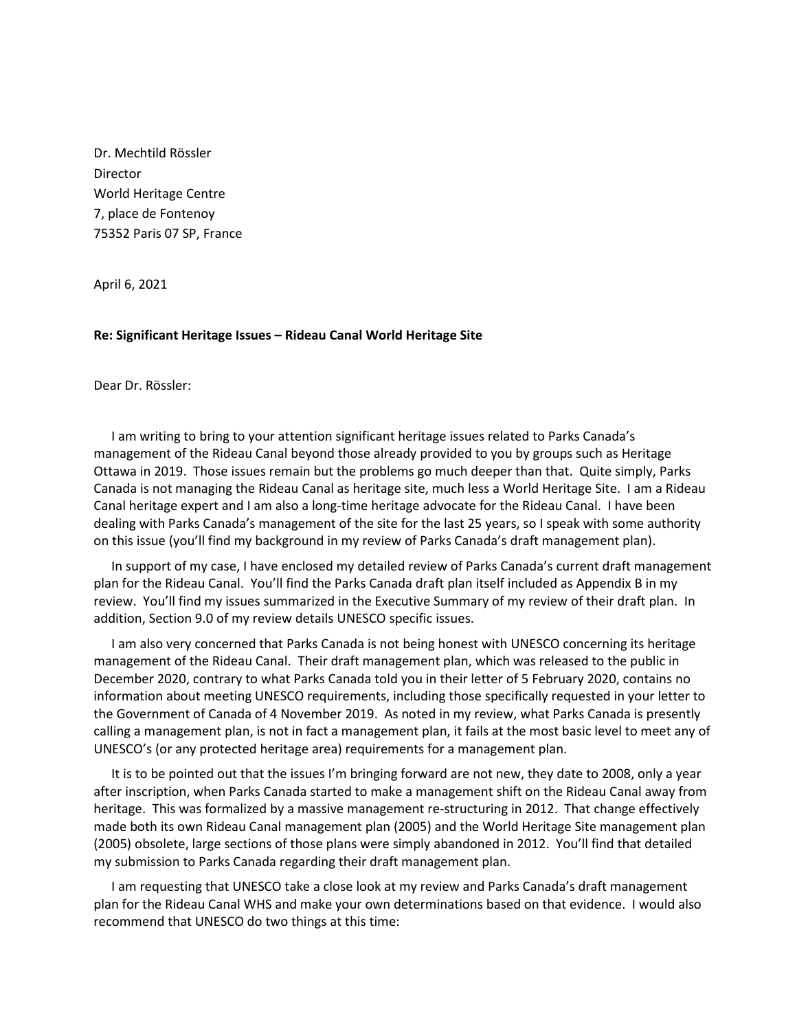Dr. Mechtild Rössler
Director
World Heritage Centre
7, place de Fontenoy
75352 Paris 07 SP, France

April 6, 2021

**Re: Significant Heritage Issues – Rideau Canal World Heritage Site**

Dear Dr. Rössler:

I am writing to bring to your attention significant heritage issues related to Parks Canada's management of the Rideau Canal beyond those already provided to you by groups such as Heritage Ottawa in 2019. Those issues remain but the problems go much deeper than that. Quite simply, Parks Canada is not managing the Rideau Canal as heritage site, much less a World Heritage Site. I am a Rideau Canal heritage expert and I am also a long-time heritage advocate for the Rideau Canal. I have been dealing with Parks Canada's management of the site for the last 25 years, so I speak with some authority on this issue (you'll find my background in my review of Parks Canada's draft management plan).

In support of my case, I have enclosed my detailed review of Parks Canada's current draft management plan for the Rideau Canal. You'll find the Parks Canada draft plan itself included as Appendix B in my review. You'll find my issues summarized in the Executive Summary of my review of their draft plan. In addition, Section 9.0 of my review details UNESCO specific issues.

I am also very concerned that Parks Canada is not being honest with UNESCO concerning its heritage management of the Rideau Canal. Their draft management plan, which was released to the public in December 2020, contrary to what Parks Canada told you in their letter of 5 February 2020, contains no information about meeting UNESCO requirements, including those specifically requested in your letter to the Government of Canada of 4 November 2019. As noted in my review, what Parks Canada is presently calling a management plan, is not in fact a management plan, it fails at the most basic level to meet any of UNESCO's (or any protected heritage area) requirements for a management plan.

It is to be pointed out that the issues I'm bringing forward are not new, they date to 2008, only a year after inscription, when Parks Canada started to make a management shift on the Rideau Canal away from heritage. This was formalized by a massive management re-structuring in 2012. That change effectively made both its own Rideau Canal management plan (2005) and the World Heritage Site management plan (2005) obsolete, large sections of those plans were simply abandoned in 2012. You'll find that detailed my submission to Parks Canada regarding their draft management plan.

I am requesting that UNESCO take a close look at my review and Parks Canada's draft management plan for the Rideau Canal WHS and make your own determinations based on that evidence. I would also recommend that UNESCO do two things at this time: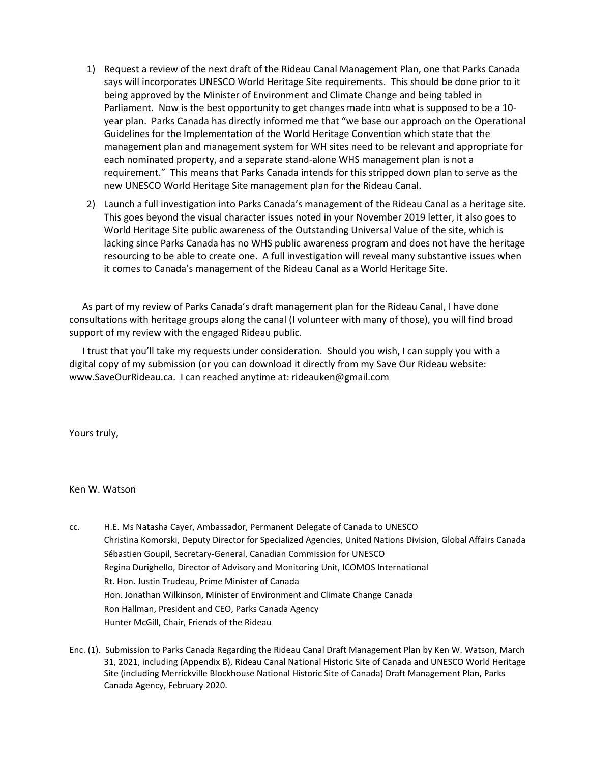1) Request a review of the next draft of the Rideau Canal Management Plan, one that Parks Canada says will incorporates UNESCO World Heritage Site requirements. This should be done prior to it being approved by the Minister of Environment and Climate Change and being tabled in Parliament. Now is the best opportunity to get changes made into what is supposed to be a 10-year plan. Parks Canada has directly informed me that "we base our approach on the Operational Guidelines for the Implementation of the World Heritage Convention which state that the management plan and management system for WH sites need to be relevant and appropriate for each nominated property, and a separate stand-alone WHS management plan is not a requirement." This means that Parks Canada intends for this stripped down plan to serve as the new UNESCO World Heritage Site management plan for the Rideau Canal.

2) Launch a full investigation into Parks Canada's management of the Rideau Canal as a heritage site. This goes beyond the visual character issues noted in your November 2019 letter, it also goes to World Heritage Site public awareness of the Outstanding Universal Value of the site, which is lacking since Parks Canada has no WHS public awareness program and does not have the heritage resourcing to be able to create one. A full investigation will reveal many substantive issues when it comes to Canada's management of the Rideau Canal as a World Heritage Site.

As part of my review of Parks Canada's draft management plan for the Rideau Canal, I have done consultations with heritage groups along the canal (I volunteer with many of those), you will find broad support of my review with the engaged Rideau public.

I trust that you'll take my requests under consideration. Should you wish, I can supply you with a digital copy of my submission (or you can download it directly from my Save Our Rideau website: www.SaveOurRideau.ca. I can reached anytime at: rideauken@gmail.com

Yours truly,

Ken W. Watson

cc. H.E. Ms Natasha Cayer, Ambassador, Permanent Delegate of Canada to UNESCO
Christina Komorski, Deputy Director for Specialized Agencies, United Nations Division, Global Affairs Canada
Sébastien Goupil, Secretary-General, Canadian Commission for UNESCO
Regina Durighello, Director of Advisory and Monitoring Unit, ICOMOS International
Rt. Hon. Justin Trudeau, Prime Minister of Canada
Hon. Jonathan Wilkinson, Minister of Environment and Climate Change Canada
Ron Hallman, President and CEO, Parks Canada Agency
Hunter McGill, Chair, Friends of the Rideau

Enc. (1). Submission to Parks Canada Regarding the Rideau Canal Draft Management Plan by Ken W. Watson, March 31, 2021, including (Appendix B), Rideau Canal National Historic Site of Canada and UNESCO World Heritage Site (including Merrickville Blockhouse National Historic Site of Canada) Draft Management Plan, Parks Canada Agency, February 2020.